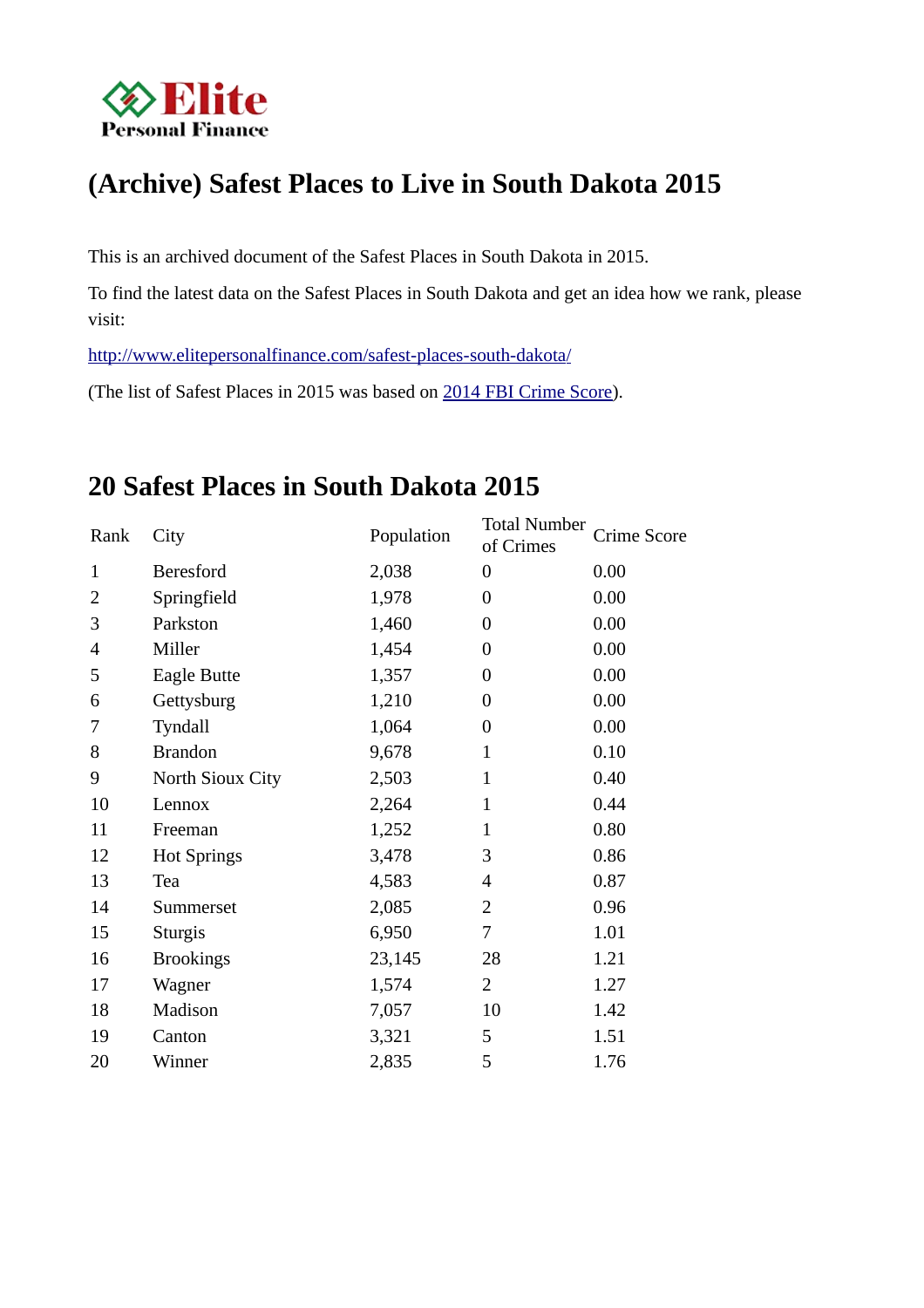# (Archive) Safest Places to Live in South Dakota 2015

This is an archived document of the Safest Places in South Dakota in 2015.

To find the latest data on the Safest Places in South Dakota and get an idea how we rank, please visit:

[http://www.elitepersonalfinance.com/safest-places-south-dakota/](http://www.elitepersonalfinance.com/safest-places-south-dakota/)

(The list of Safest Places in 2015 was based on 2014 FBI Crime Score).

## 20 Safest Places in South Dakota 2015

| Rank | City | Population | Total Number of Crimes | Crime Score |
|---|---|---|---|---|
| 1 | Beresford | 2,038 | 0 | 0.00 |
| 2 | Springfield | 1,978 | 0 | 0.00 |
| 3 | Parkston | 1,460 | 0 | 0.00 |
| 4 | Miller | 1,454 | 0 | 0.00 |
| 5 | Eagle Butte | 1,357 | 0 | 0.00 |
| 6 | Gettysburg | 1,210 | 0 | 0.00 |
| 7 | Tyndall | 1,064 | 0 | 0.00 |
| 8 | Brandon | 9,678 | 1 | 0.10 |
| 9 | North Sioux City | 2,503 | 1 | 0.40 |
| 10 | Lennox | 2,264 | 1 | 0.44 |
| 11 | Freeman | 1,252 | 1 | 0.80 |
| 12 | Hot Springs | 3,478 | 3 | 0.86 |
| 13 | Tea | 4,583 | 4 | 0.87 |
| 14 | Summerset | 2,085 | 2 | 0.96 |
| 15 | Sturgis | 6,950 | 7 | 1.01 |
| 16 | Brookings | 23,145 | 28 | 1.21 |
| 17 | Wagner | 1,574 | 2 | 1.27 |
| 18 | Madison | 7,057 | 10 | 1.42 |
| 19 | Canton | 3,321 | 5 | 1.51 |
| 20 | Winner | 2,835 | 5 | 1.76 |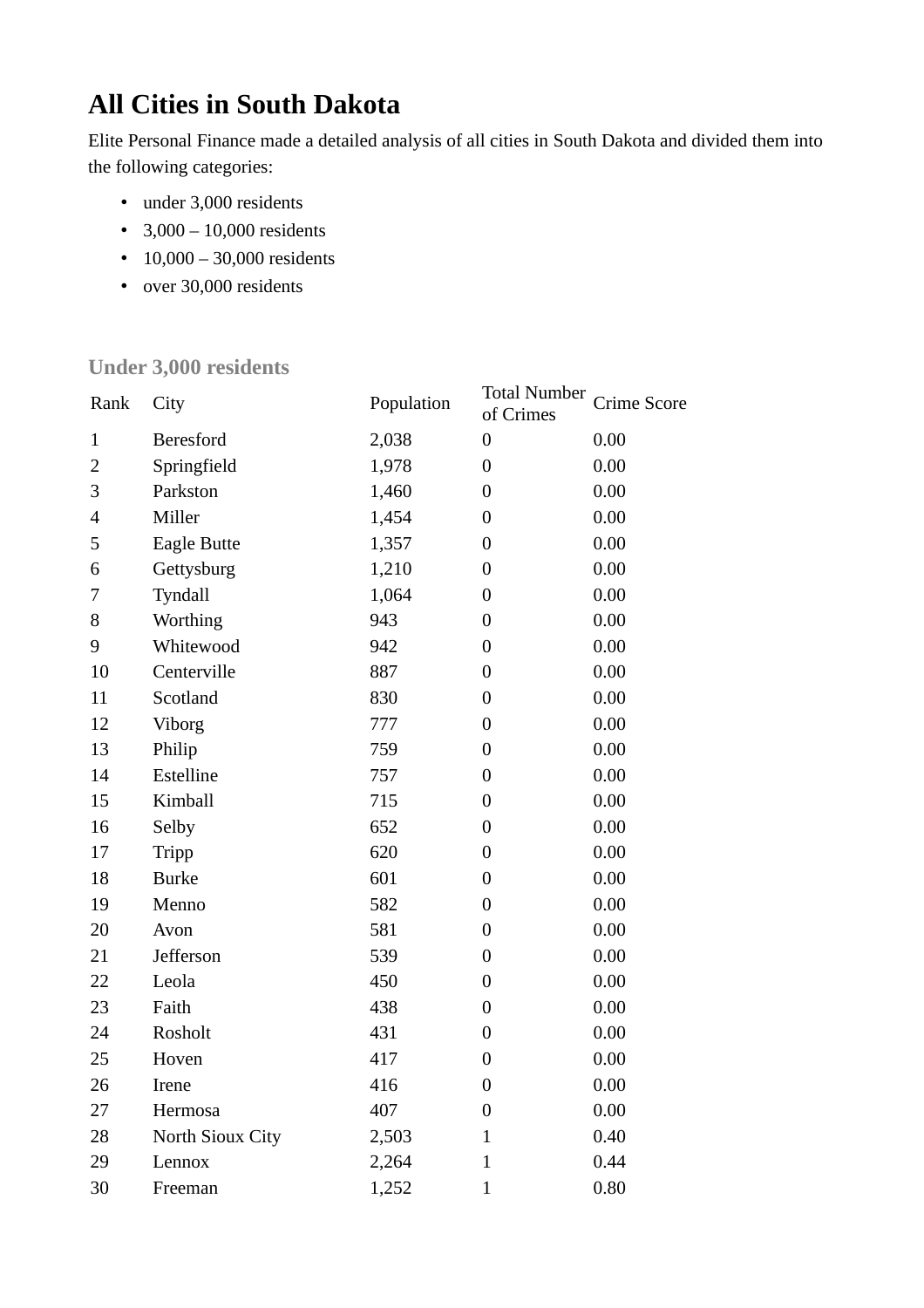# All Cities in South Dakota

Elite Personal Finance made a detailed analysis of all cities in South Dakota and divided them into the following categories:

- under 3,000 residents
- 3,000 – 10,000 residents
- 10,000 – 30,000 residents
- over 30,000 residents

### Under 3,000 residents

| Rank | City | Population | Total Number of Crimes | Crime Score |
|---|---|---|---|---|
| 1 | Beresford | 2,038 | 0 | 0.00 |
| 2 | Springfield | 1,978 | 0 | 0.00 |
| 3 | Parkston | 1,460 | 0 | 0.00 |
| 4 | Miller | 1,454 | 0 | 0.00 |
| 5 | Eagle Butte | 1,357 | 0 | 0.00 |
| 6 | Gettysburg | 1,210 | 0 | 0.00 |
| 7 | Tyndall | 1,064 | 0 | 0.00 |
| 8 | Worthing | 943 | 0 | 0.00 |
| 9 | Whitewood | 942 | 0 | 0.00 |
| 10 | Centerville | 887 | 0 | 0.00 |
| 11 | Scotland | 830 | 0 | 0.00 |
| 12 | Viborg | 777 | 0 | 0.00 |
| 13 | Philip | 759 | 0 | 0.00 |
| 14 | Estelline | 757 | 0 | 0.00 |
| 15 | Kimball | 715 | 0 | 0.00 |
| 16 | Selby | 652 | 0 | 0.00 |
| 17 | Tripp | 620 | 0 | 0.00 |
| 18 | Burke | 601 | 0 | 0.00 |
| 19 | Menno | 582 | 0 | 0.00 |
| 20 | Avon | 581 | 0 | 0.00 |
| 21 | Jefferson | 539 | 0 | 0.00 |
| 22 | Leola | 450 | 0 | 0.00 |
| 23 | Faith | 438 | 0 | 0.00 |
| 24 | Rosholt | 431 | 0 | 0.00 |
| 25 | Hoven | 417 | 0 | 0.00 |
| 26 | Irene | 416 | 0 | 0.00 |
| 27 | Hermosa | 407 | 0 | 0.00 |
| 28 | North Sioux City | 2,503 | 1 | 0.40 |
| 29 | Lennox | 2,264 | 1 | 0.44 |
| 30 | Freeman | 1,252 | 1 | 0.80 |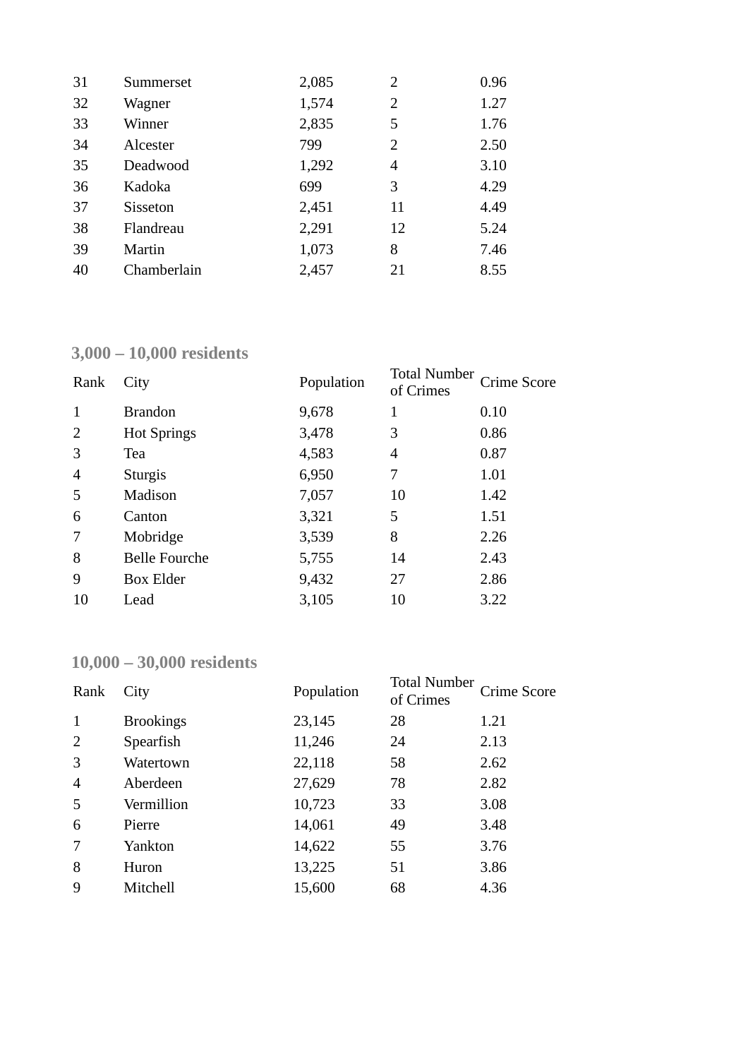| | | | | |
|---|---|---|---|---|
| 31 | Summerset | 2,085 | 2 | 0.96 |
| 32 | Wagner | 1,574 | 2 | 1.27 |
| 33 | Winner | 2,835 | 5 | 1.76 |
| 34 | Alcester | 799 | 2 | 2.50 |
| 35 | Deadwood | 1,292 | 4 | 3.10 |
| 36 | Kadoka | 699 | 3 | 4.29 |
| 37 | Sisseton | 2,451 | 11 | 4.49 |
| 38 | Flandreau | 2,291 | 12 | 5.24 |
| 39 | Martin | 1,073 | 8 | 7.46 |
| 40 | Chamberlain | 2,457 | 21 | 8.55 |

### 3,000 – 10,000 residents

| Rank | City | Population | Total Number of Crimes | Crime Score |
|---|---|---|---|---|
| 1 | Brandon | 9,678 | 1 | 0.10 |
| 2 | Hot Springs | 3,478 | 3 | 0.86 |
| 3 | Tea | 4,583 | 4 | 0.87 |
| 4 | Sturgis | 6,950 | 7 | 1.01 |
| 5 | Madison | 7,057 | 10 | 1.42 |
| 6 | Canton | 3,321 | 5 | 1.51 |
| 7 | Mobridge | 3,539 | 8 | 2.26 |
| 8 | Belle Fourche | 5,755 | 14 | 2.43 |
| 9 | Box Elder | 9,432 | 27 | 2.86 |
| 10 | Lead | 3,105 | 10 | 3.22 |

### 10,000 – 30,000 residents

| Rank | City | Population | Total Number of Crimes | Crime Score |
|---|---|---|---|---|
| 1 | Brookings | 23,145 | 28 | 1.21 |
| 2 | Spearfish | 11,246 | 24 | 2.13 |
| 3 | Watertown | 22,118 | 58 | 2.62 |
| 4 | Aberdeen | 27,629 | 78 | 2.82 |
| 5 | Vermillion | 10,723 | 33 | 3.08 |
| 6 | Pierre | 14,061 | 49 | 3.48 |
| 7 | Yankton | 14,622 | 55 | 3.76 |
| 8 | Huron | 13,225 | 51 | 3.86 |
| 9 | Mitchell | 15,600 | 68 | 4.36 |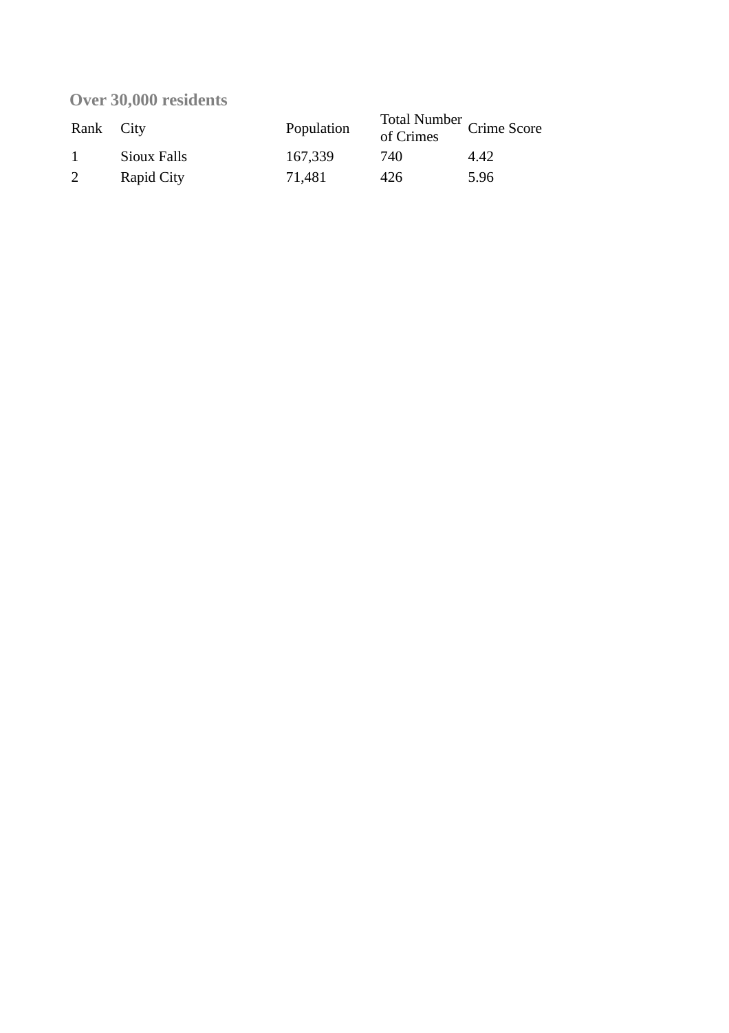## Over 30,000 residents

| Rank | City | Population | Total Number of Crimes | Crime Score |
|---|---|---|---|---|
| 1 | Sioux Falls | 167,339 | 740 | 4.42 |
| 2 | Rapid City | 71,481 | 426 | 5.96 |